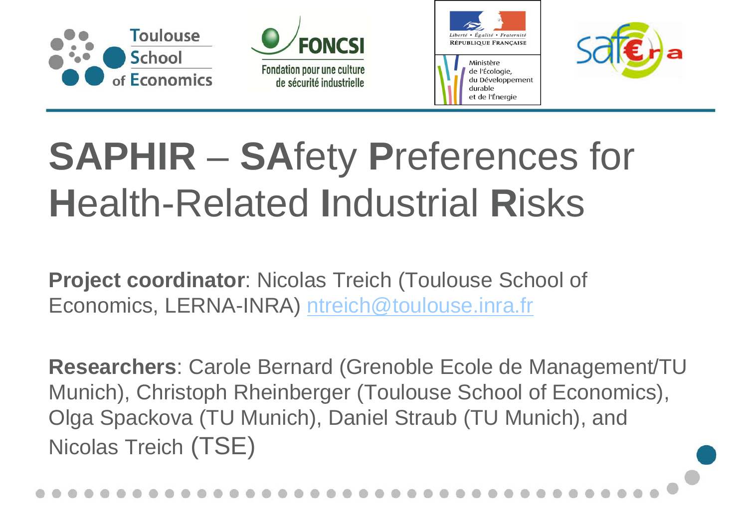# SAPHIR – SAfety Preferences for Health-Related Industrial Risks

**Project coordinator**: Nicolas Treich (Toulouse School of Economics, LERNA-INRA) ntreich@toulouse.inra.fr

**Researchers**: Carole Bernard (Grenoble Ecole de Management/TU Munich), Christoph Rheinberger (Toulouse School of Economics), Olga Spackova (TU Munich), Daniel Straub (TU Munich), and Nicolas Treich (TSE)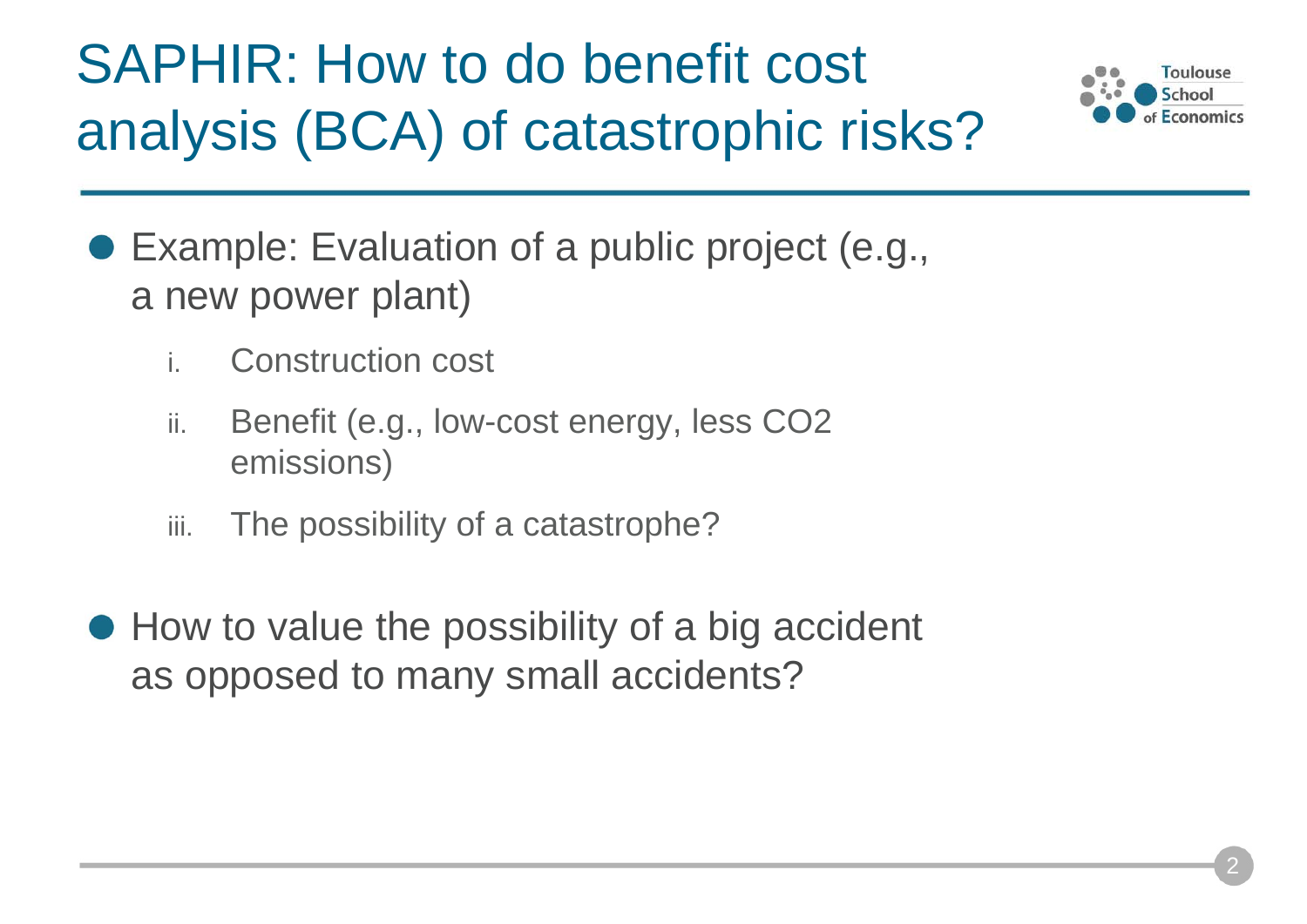# SAPHIR: How to do benefit cost analysis (BCA) of catastrophic risks?

- Example: Evaluation of a public project (e.g., a new power plant)
  1. Construction cost
  2. Benefit (e.g., low-cost energy, less $CO_2$ emissions)
  3. The possibility of a catastrophe?

- How to value the possibility of a big accident as opposed to many small accidents?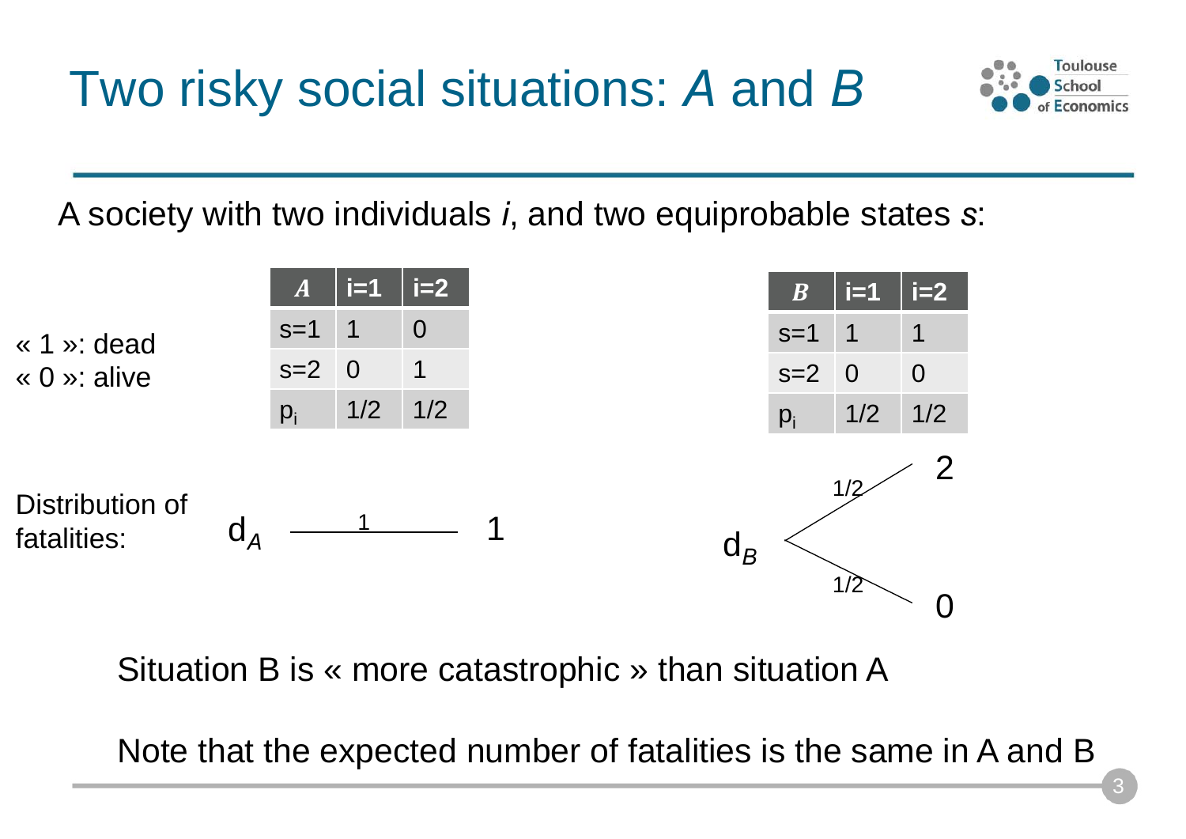# Two risky social situations: *A* and *B*

A society with two individuals *i*, and two equiprobable states *s*:

« 1 »: dead
« 0 »: alive

| *A* | i=1 | i=2 |
|---|---|---|
| s=1 | 1 | 0 |
| s=2 | 0 | 1 |
| $p_i$ | 1/2 | 1/2 |

| *B* | i=1 | i=2 |
|---|---|---|
| s=1 | 1 | 1 |
| s=2 | 0 | 0 |
| $p_i$ | 1/2 | 1/2 |

Distribution of fatalities:

$d_A$: with probability 1 → 1

$d_B$: with probability 1/2 → 2; with probability 1/2 → 0

Situation B is « more catastrophic » than situation A

Note that the expected number of fatalities is the same in A and B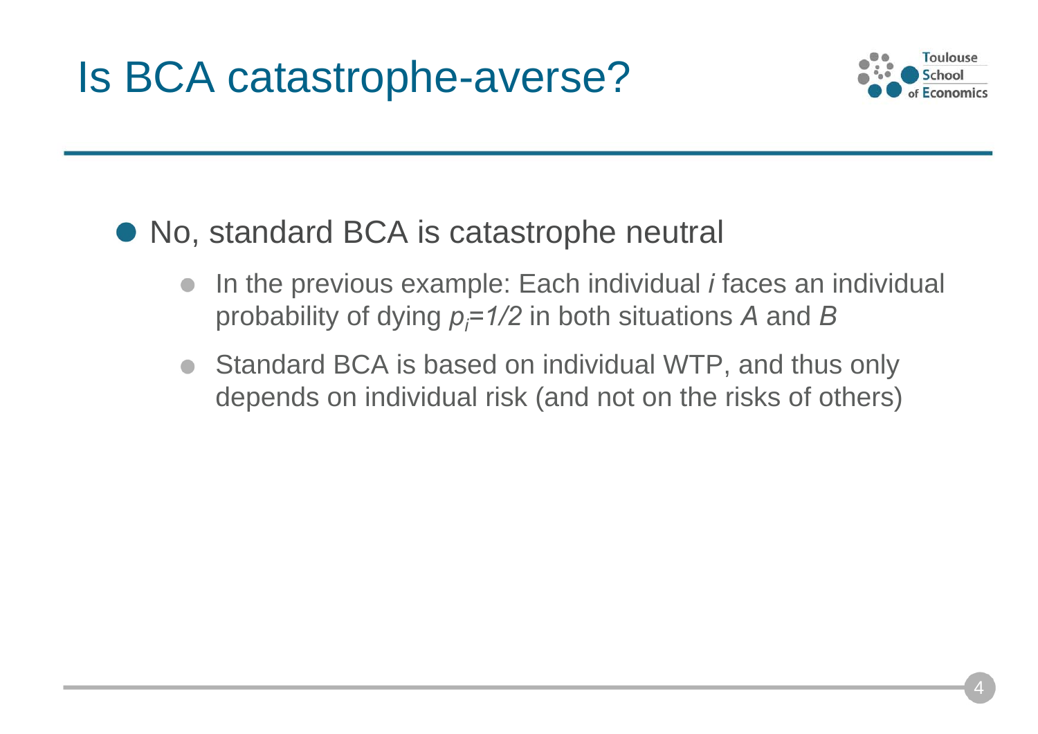# Is BCA catastrophe-averse?

- No, standard BCA is catastrophe neutral
  - In the previous example: Each individual *i* faces an individual probability of dying $p_i=1/2$ in both situations *A* and *B*
  - Standard BCA is based on individual WTP, and thus only depends on individual risk (and not on the risks of others)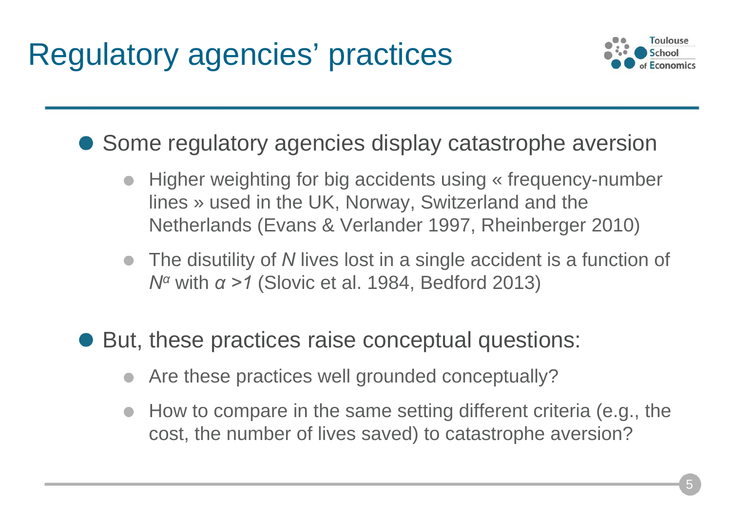# Regulatory agencies' practices

- Some regulatory agencies display catastrophe aversion
  - Higher weighting for big accidents using « frequency-number lines » used in the UK, Norway, Switzerland and the Netherlands (Evans & Verlander 1997, Rheinberger 2010)
  - The disutility of $N$ lives lost in a single accident is a function of $N^{\alpha}$ with $\alpha > 1$ (Slovic et al. 1984, Bedford 2013)

- But, these practices raise conceptual questions:
  - Are these practices well grounded conceptually?
  - How to compare in the same setting different criteria (e.g., the cost, the number of lives saved) to catastrophe aversion?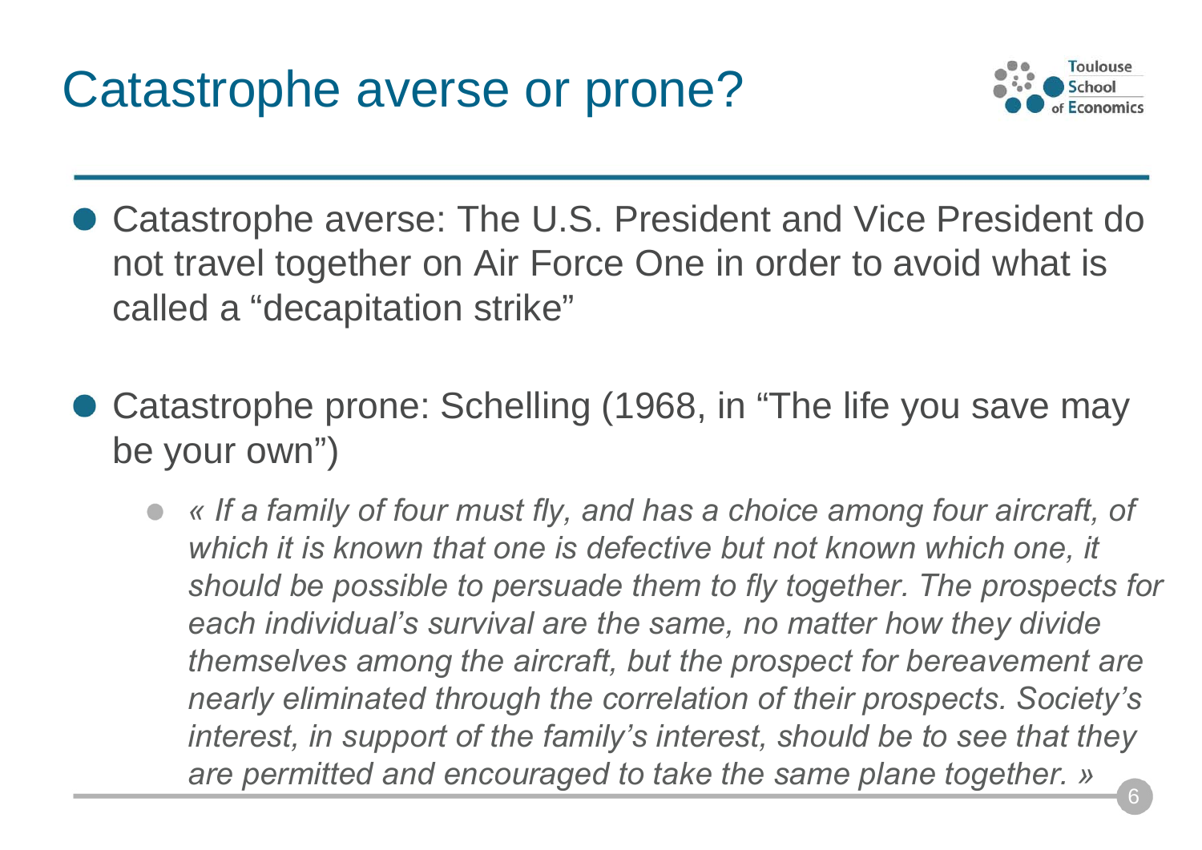# Catastrophe averse or prone?

- Catastrophe averse: The U.S. President and Vice President do not travel together on Air Force One in order to avoid what is called a “decapitation strike”

- Catastrophe prone: Schelling (1968, in “The life you save may be your own”)
  - *« If a family of four must fly, and has a choice among four aircraft, of which it is known that one is defective but not known which one, it should be possible to persuade them to fly together. The prospects for each individual’s survival are the same, no matter how they divide themselves among the aircraft, but the prospect for bereavement are nearly eliminated through the correlation of their prospects. Society’s interest, in support of the family’s interest, should be to see that they are permitted and encouraged to take the same plane together. »*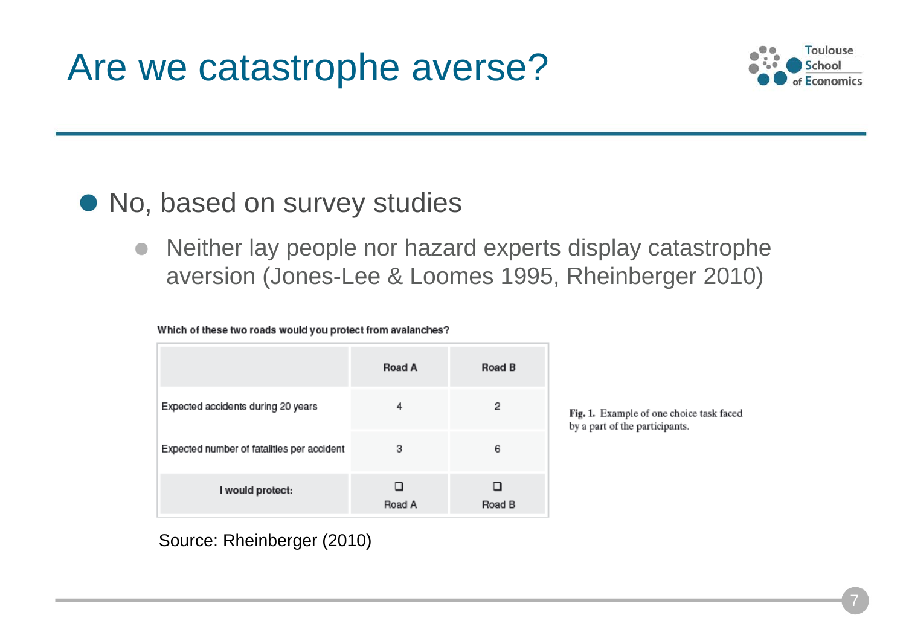# Are we catastrophe averse?

- No, based on survey studies
  - Neither lay people nor hazard experts display catastrophe aversion (Jones-Lee & Loomes 1995, Rheinberger 2010)

**Which of these two roads would you protect from avalanches?**

| | Road A | Road B |
|---|---|---|
| Expected accidents during 20 years | 4 | 2 |
| Expected number of fatalities per accident | 3 | 6 |
| **I would protect:** | ❑ Road A | ❑ Road B |

**Fig. 1.** Example of one choice task faced by a part of the participants.

Source: Rheinberger (2010)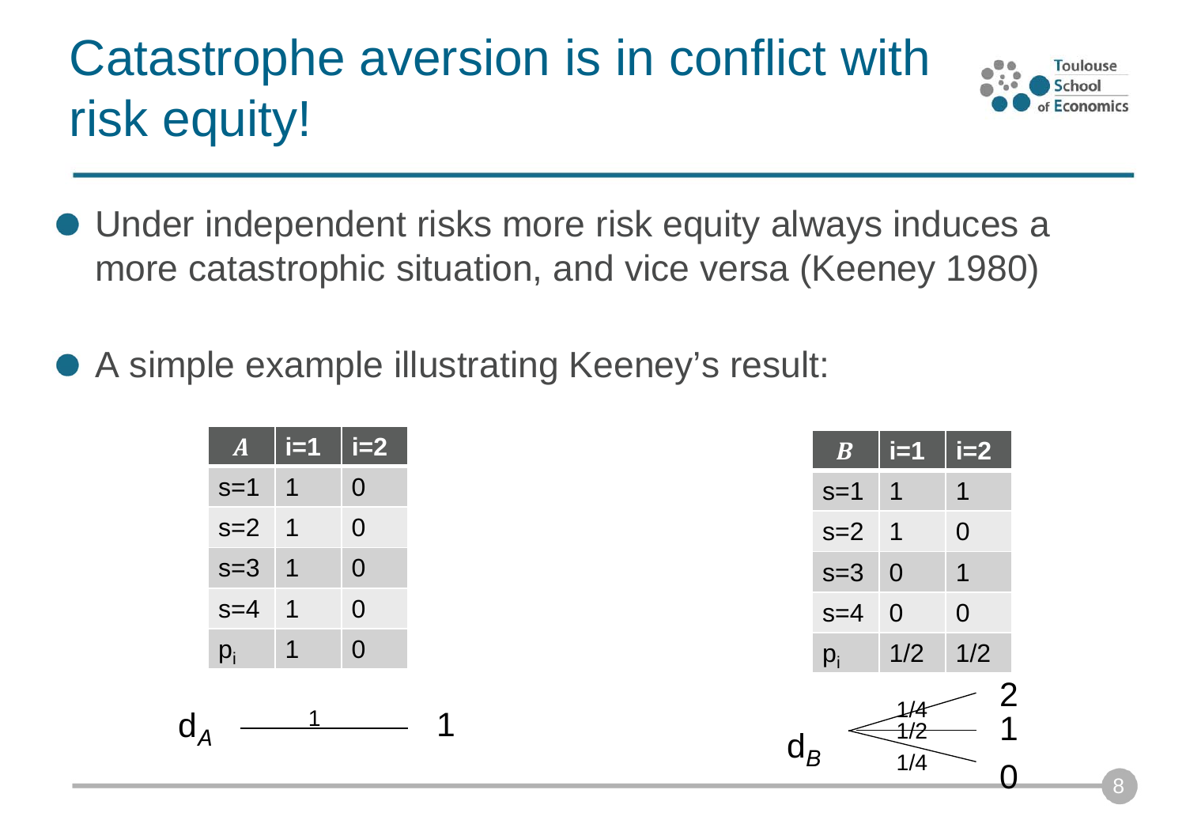# Catastrophe aversion is in conflict with risk equity!

- Under independent risks more risk equity always induces a more catastrophic situation, and vice versa (Keeney 1980)

- A simple example illustrating Keeney's result:

| *A* | i=1 | i=2 |
|---|---|---|
| s=1 | 1 | 0 |
| s=2 | 1 | 0 |
| s=3 | 1 | 0 |
| s=4 | 1 | 0 |
| $p_i$ | 1 | 0 |

$d_A$: with probability 1 → 1

| *B* | i=1 | i=2 |
|---|---|---|
| s=1 | 1 | 1 |
| s=2 | 1 | 0 |
| s=3 | 0 | 1 |
| s=4 | 0 | 0 |
| $p_i$ | 1/2 | 1/2 |

$d_B$: with probability 1/4 → 2; with probability 1/2 → 1; with probability 1/4 → 0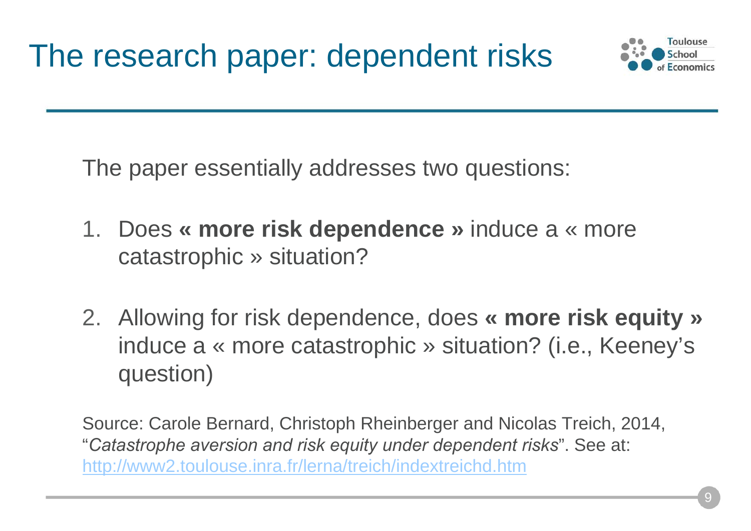# The research paper: dependent risks

The paper essentially addresses two questions:

1. Does **« more risk dependence »** induce a « more catastrophic » situation?

2. Allowing for risk dependence, does **« more risk equity »** induce a « more catastrophic » situation? (i.e., Keeney's question)

Source: Carole Bernard, Christoph Rheinberger and Nicolas Treich, 2014, "*Catastrophe aversion and risk equity under dependent risks*". See at: http://www2.toulouse.inra.fr/lerna/treich/indextreichd.htm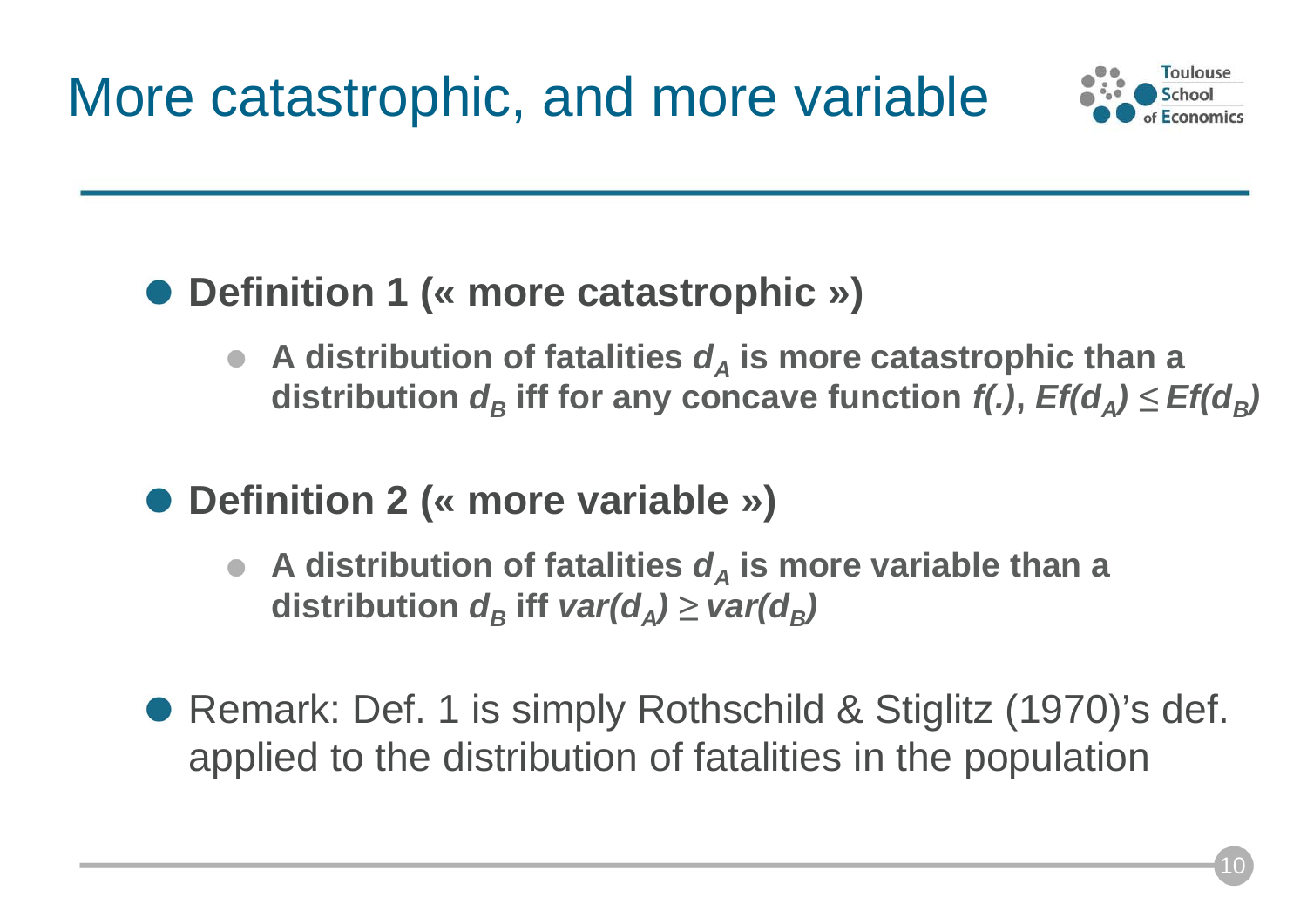# More catastrophic, and more variable

- **Definition 1 (« more catastrophic »)**
  - **A distribution of fatalities $d_A$ is more catastrophic than a distribution $d_B$ iff for any concave function $f(.)$, $Ef(d_A) \leq Ef(d_B)$**
- **Definition 2 (« more variable »)**
  - **A distribution of fatalities $d_A$ is more variable than a distribution $d_B$ iff $var(d_A) \geq var(d_B)$**
- Remark: Def. 1 is simply Rothschild & Stiglitz (1970)'s def. applied to the distribution of fatalities in the population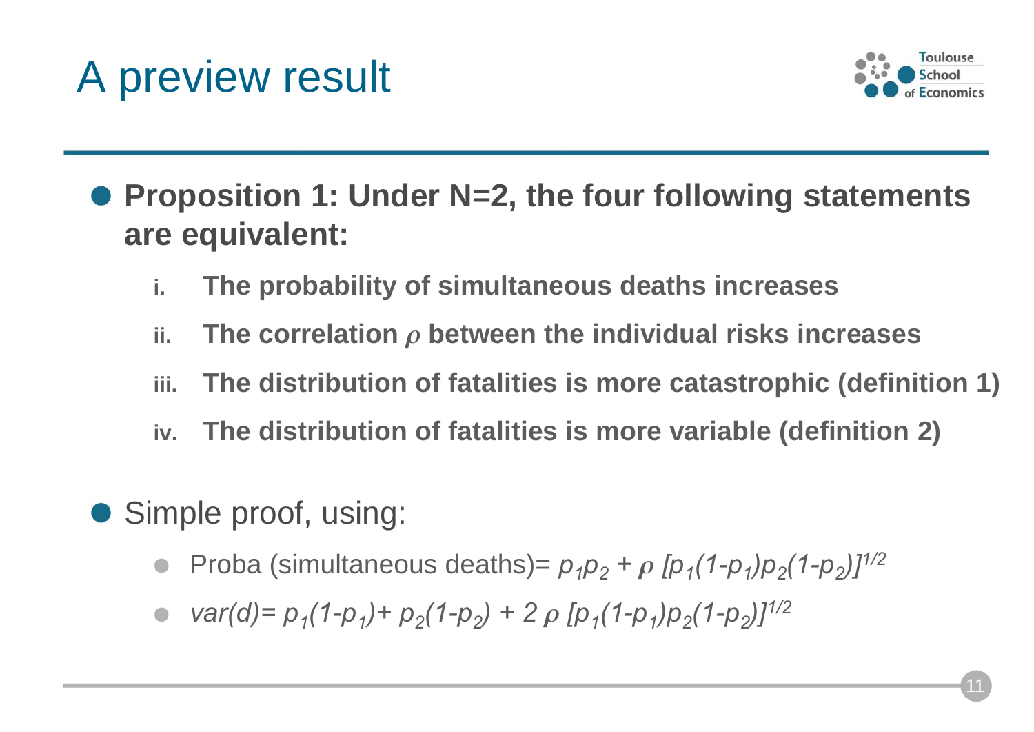# A preview result

- **Proposition 1: Under N=2, the four following statements are equivalent:**
  - i. **The probability of simultaneous deaths increases**
  - ii. **The correlation $\rho$ between the individual risks increases**
  - iii. **The distribution of fatalities is more catastrophic (definition 1)**
  - iv. **The distribution of fatalities is more variable (definition 2)**

- Simple proof, using:
  - Proba (simultaneous deaths)= $p_1 p_2 + \rho\, [p_1(1-p_1)p_2(1-p_2)]^{1/2}$
  - $var(d)= p_1(1-p_1)+ p_2(1-p_2) + 2\,\rho\, [p_1(1-p_1)p_2(1-p_2)]^{1/2}$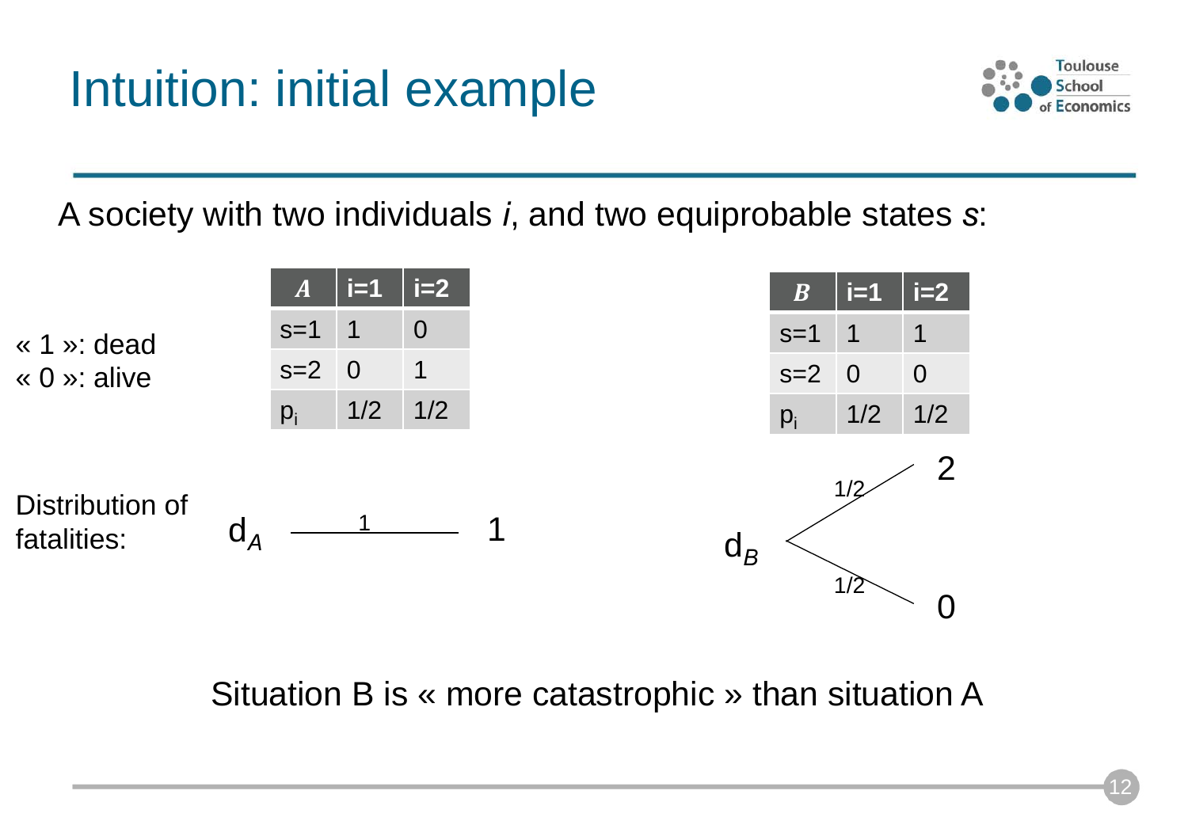# Intuition: initial example

A society with two individuals *i*, and two equiprobable states *s*:

« 1 »: dead
« 0 »: alive

| *A* | i=1 | i=2 |
|---|---|---|
| s=1 | 1 | 0 |
| s=2 | 0 | 1 |
| $p_i$ | 1/2 | 1/2 |

| *B* | i=1 | i=2 |
|---|---|---|
| s=1 | 1 | 1 |
| s=2 | 0 | 0 |
| $p_i$ | 1/2 | 1/2 |

Distribution of fatalities:

$d_A$: with probability 1 → 1

$d_B$: with probability 1/2 → 2; with probability 1/2 → 0

Situation B is « more catastrophic » than situation A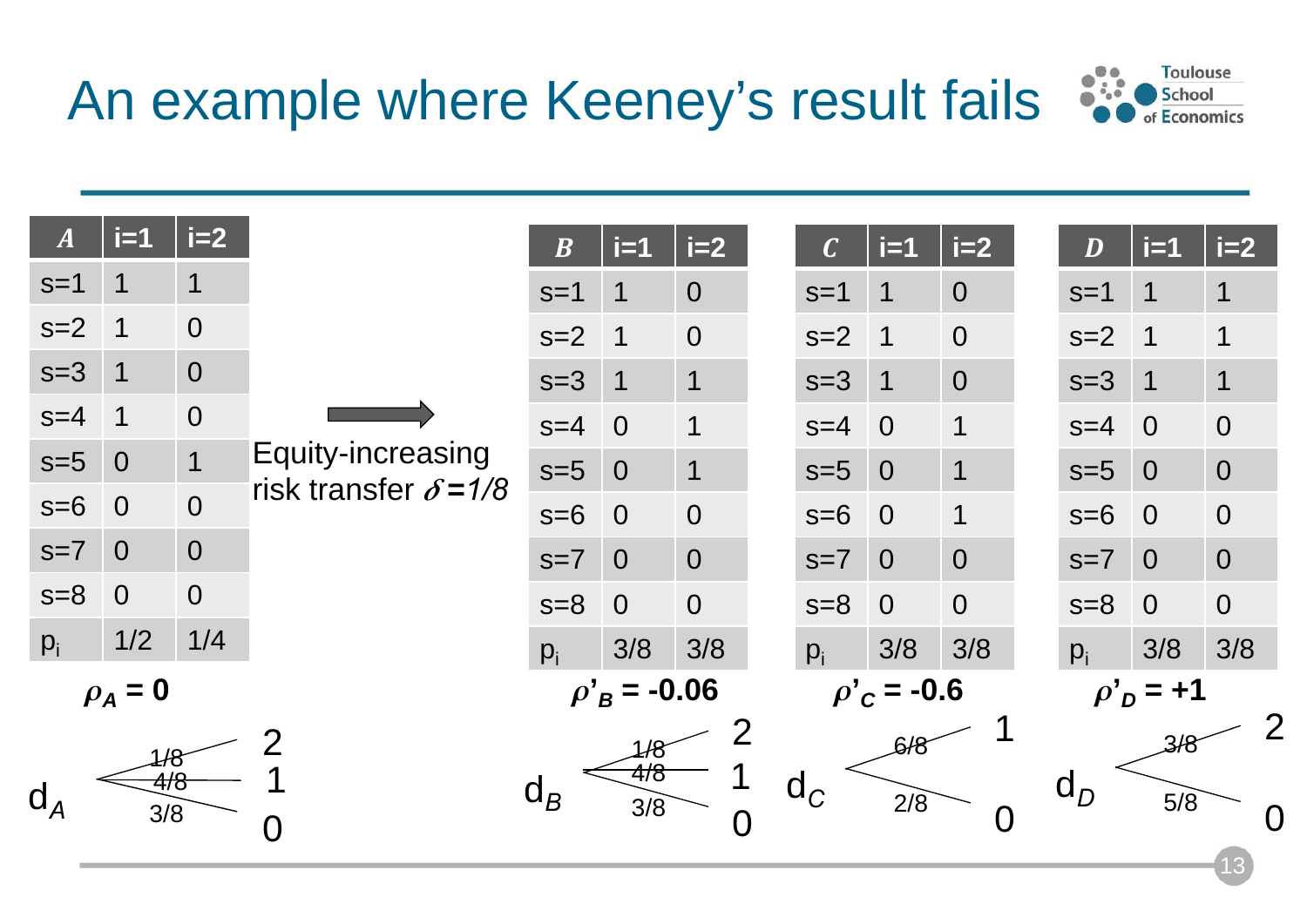# An example where Keeney's result fails

| $A$ | i=1 | i=2 |
|---|---|---|
| s=1 | 1 | 1 |
| s=2 | 1 | 0 |
| s=3 | 1 | 0 |
| s=4 | 1 | 0 |
| s=5 | 0 | 1 |
| s=6 | 0 | 0 |
| s=7 | 0 | 0 |
| s=8 | 0 | 0 |
| $p_i$ | 1/2 | 1/4 |

$\rho_A = 0$

Equity-increasing risk transfer $\delta = 1/8$

| $B$ | i=1 | i=2 |
|---|---|---|
| s=1 | 1 | 0 |
| s=2 | 1 | 0 |
| s=3 | 1 | 1 |
| s=4 | 0 | 1 |
| s=5 | 0 | 1 |
| s=6 | 0 | 0 |
| s=7 | 0 | 0 |
| s=8 | 0 | 0 |
| $p_i$ | 3/8 | 3/8 |

$\rho'_B = -0.06$

| $C$ | i=1 | i=2 |
|---|---|---|
| s=1 | 1 | 0 |
| s=2 | 1 | 0 |
| s=3 | 1 | 0 |
| s=4 | 0 | 1 |
| s=5 | 0 | 1 |
| s=6 | 0 | 1 |
| s=7 | 0 | 0 |
| s=8 | 0 | 0 |
| $p_i$ | 3/8 | 3/8 |

$\rho'_C = -0.6$

| $D$ | i=1 | i=2 |
|---|---|---|
| s=1 | 1 | 1 |
| s=2 | 1 | 1 |
| s=3 | 1 | 1 |
| s=4 | 0 | 0 |
| s=5 | 0 | 0 |
| s=6 | 0 | 0 |
| s=7 | 0 | 0 |
| s=8 | 0 | 0 |
| $p_i$ | 3/8 | 3/8 |

$\rho'_D = +1$

$d_A$: 2 with probability 1/8, 1 with probability 4/8, 0 with probability 3/8

$d_B$: 2 with probability 1/8, 1 with probability 4/8, 0 with probability 3/8

$d_C$: 1 with probability 6/8, 0 with probability 2/8

$d_D$: 2 with probability 3/8, 0 with probability 5/8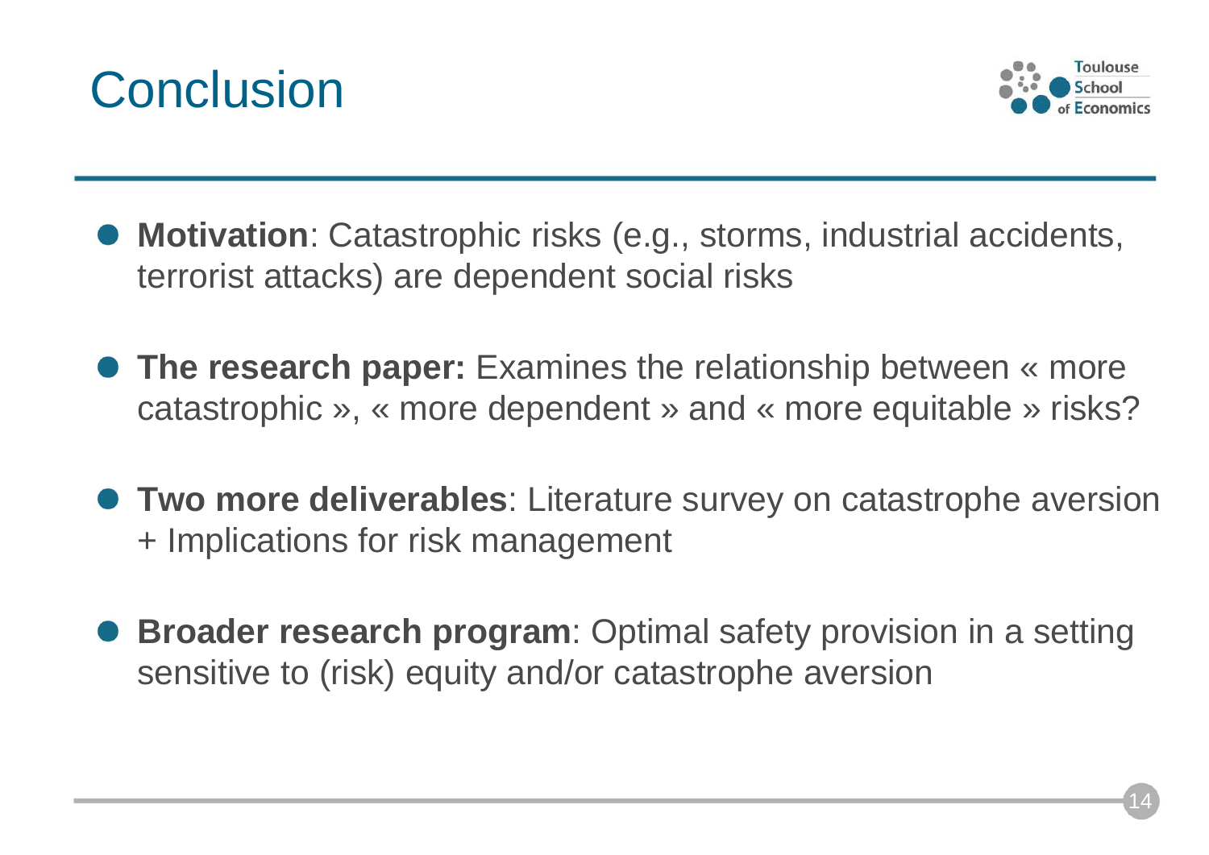# Conclusion

- **Motivation**: Catastrophic risks (e.g., storms, industrial accidents, terrorist attacks) are dependent social risks
- **The research paper:** Examines the relationship between « more catastrophic », « more dependent » and « more equitable » risks?
- **Two more deliverables**: Literature survey on catastrophe aversion + Implications for risk management
- **Broader research program**: Optimal safety provision in a setting sensitive to (risk) equity and/or catastrophe aversion